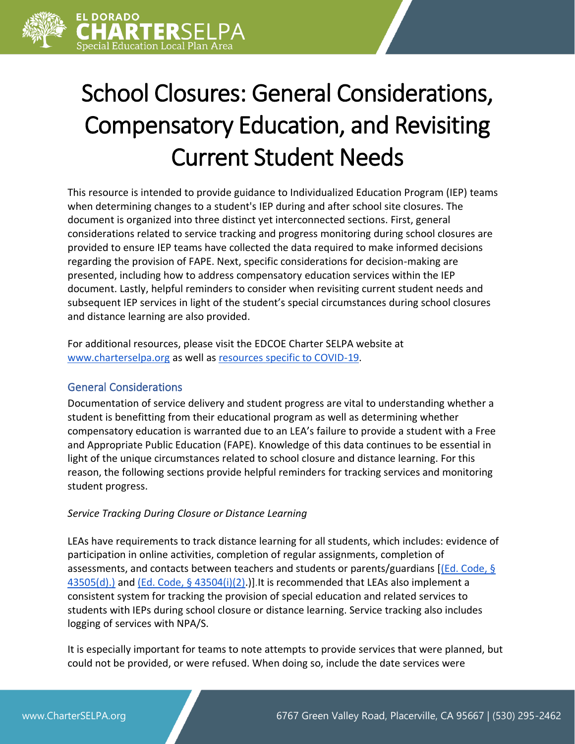# School Closures: General Considerations, Compensatory Education, and Revisiting Current Student Needs

This resource is intended to provide guidance to Individualized Education Program (IEP) teams when determining changes to a student's IEP during and after school site closures. The document is organized into three distinct yet interconnected sections. First, general considerations related to service tracking and progress monitoring during school closures are provided to ensure IEP teams have collected the data required to make informed decisions regarding the provision of FAPE. Next, specific considerations for decision-making are presented, including how to address compensatory education services within the IEP document. Lastly, helpful reminders to consider when revisiting current student needs and subsequent IEP services in light of the student's special circumstances during school closures and distance learning are also provided.

For additional resources, please visit the EDCOE Charter SELPA website at www.charterselpa.org as well as resources specific to COVID-19.

## General Considerations

Documentation of service delivery and student progress are vital to understanding whether a student is benefitting from their educational program as well as determining whether compensatory education is warranted due to an LEA's failure to provide a student with a Free and Appropriate Public Education (FAPE). Knowledge of this data continues to be essential in light of the unique circumstances related to school closure and distance learning. For this reason, the following sections provide helpful reminders for tracking services and monitoring student progress.

*Service Tracking During Closure or Distance Learning*

LEAs have requirements to track distance learning for all students, which includes: evidence of participation in online activities, completion of regular assignments, completion of assessments, and contacts between teachers and students or parents/guardians [(Ed. Code, § 43505(d).) and (Ed. Code, § 43504(i)(2).)]. It is recommended that LEAs also implement a consistent system for tracking the provision of special education and related services to students with IEPs during school closure or distance learning. Service tracking also includes logging of services with NPA/S.

It is especially important for teams to note attempts to provide services that were planned, but could not be provided, or were refused. When doing so, include the date services were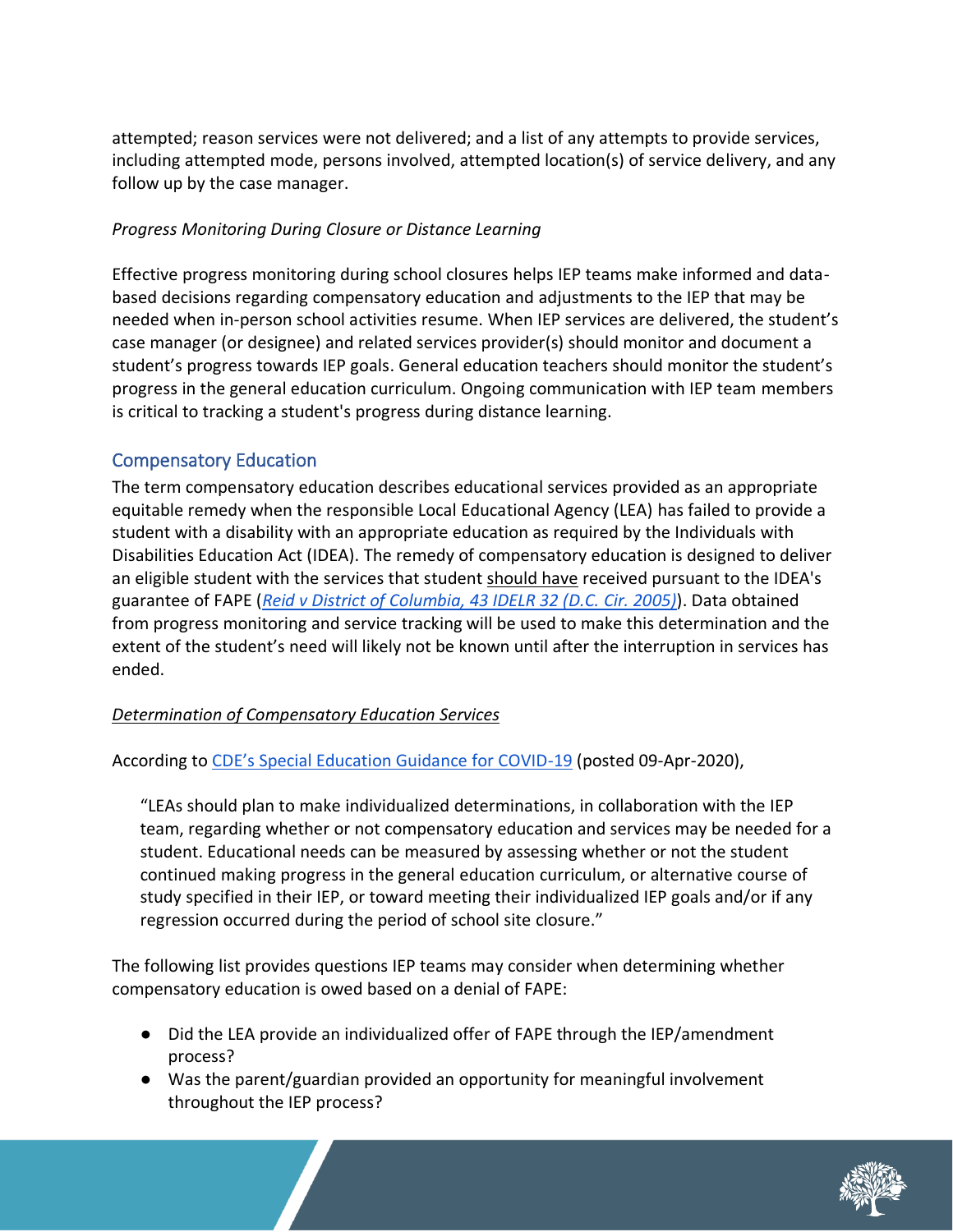attempted; reason services were not delivered; and a list of any attempts to provide services, including attempted mode, persons involved, attempted location(s) of service delivery, and any follow up by the case manager.

*Progress Monitoring During Closure or Distance Learning*

Effective progress monitoring during school closures helps IEP teams make informed and data-based decisions regarding compensatory education and adjustments to the IEP that may be needed when in-person school activities resume. When IEP services are delivered, the student's case manager (or designee) and related services provider(s) should monitor and document a student's progress towards IEP goals. General education teachers should monitor the student's progress in the general education curriculum. Ongoing communication with IEP team members is critical to tracking a student's progress during distance learning.

## Compensatory Education

The term compensatory education describes educational services provided as an appropriate equitable remedy when the responsible Local Educational Agency (LEA) has failed to provide a student with a disability with an appropriate education as required by the Individuals with Disabilities Education Act (IDEA). The remedy of compensatory education is designed to deliver an eligible student with the services that student should have received pursuant to the IDEA's guarantee of FAPE (*Reid v District of Columbia, 43 IDELR 32 (D.C. Cir. 2005)*). Data obtained from progress monitoring and service tracking will be used to make this determination and the extent of the student's need will likely not be known until after the interruption in services has ended.

*Determination of Compensatory Education Services*

According to CDE's Special Education Guidance for COVID-19 (posted 09-Apr-2020),

> "LEAs should plan to make individualized determinations, in collaboration with the IEP team, regarding whether or not compensatory education and services may be needed for a student. Educational needs can be measured by assessing whether or not the student continued making progress in the general education curriculum, or alternative course of study specified in their IEP, or toward meeting their individualized IEP goals and/or if any regression occurred during the period of school site closure."

The following list provides questions IEP teams may consider when determining whether compensatory education is owed based on a denial of FAPE:

- Did the LEA provide an individualized offer of FAPE through the IEP/amendment process?
- Was the parent/guardian provided an opportunity for meaningful involvement throughout the IEP process?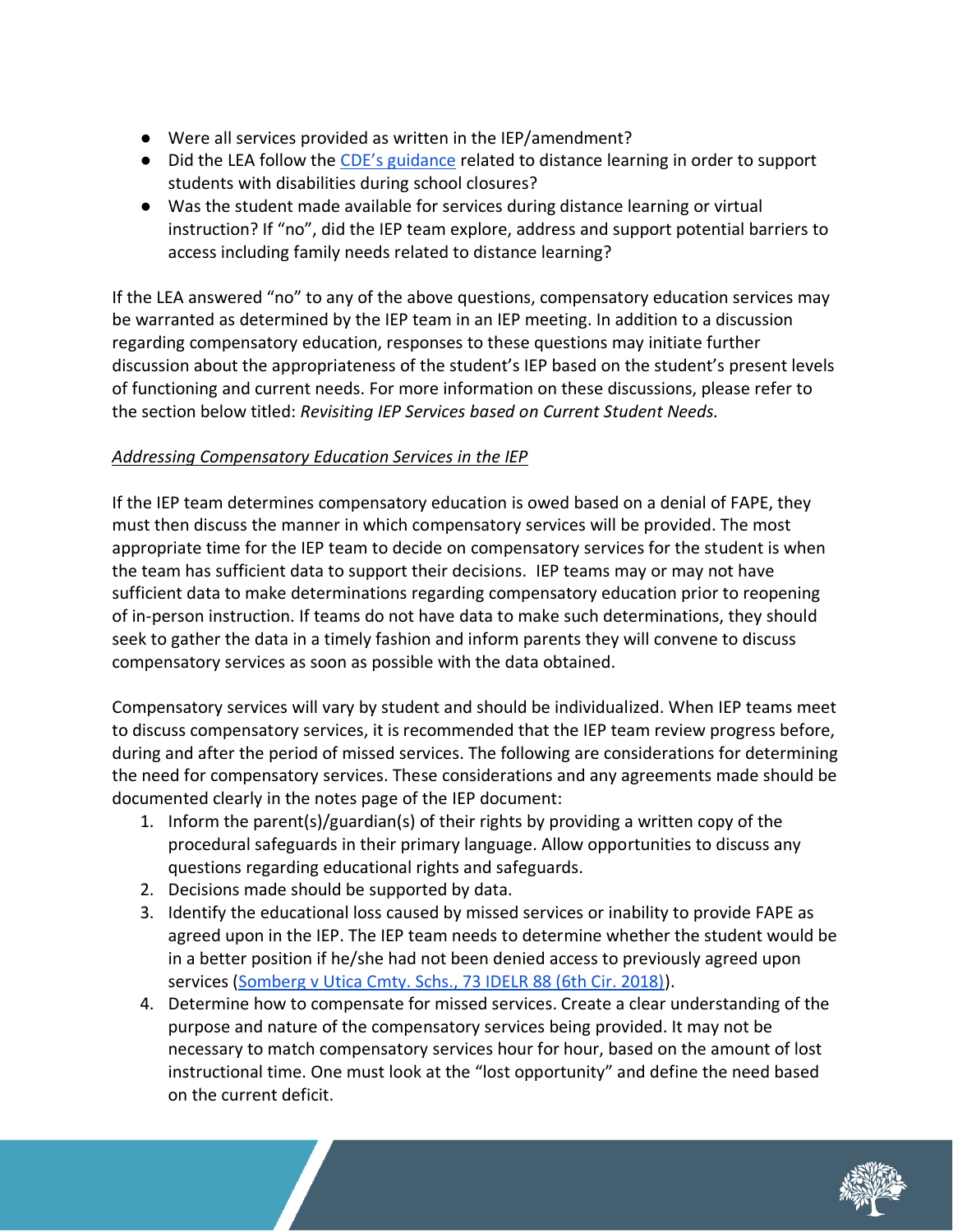- Were all services provided as written in the IEP/amendment?
- Did the LEA follow the [CDE's guidance]() related to distance learning in order to support students with disabilities during school closures?
- Was the student made available for services during distance learning or virtual instruction? If "no", did the IEP team explore, address and support potential barriers to access including family needs related to distance learning?

If the LEA answered "no" to any of the above questions, compensatory education services may be warranted as determined by the IEP team in an IEP meeting. In addition to a discussion regarding compensatory education, responses to these questions may initiate further discussion about the appropriateness of the student's IEP based on the student's present levels of functioning and current needs. For more information on these discussions, please refer to the section below titled: *Revisiting IEP Services based on Current Student Needs.*

*Addressing Compensatory Education Services in the IEP*

If the IEP team determines compensatory education is owed based on a denial of FAPE, they must then discuss the manner in which compensatory services will be provided. The most appropriate time for the IEP team to decide on compensatory services for the student is when the team has sufficient data to support their decisions. IEP teams may or may not have sufficient data to make determinations regarding compensatory education prior to reopening of in-person instruction. If teams do not have data to make such determinations, they should seek to gather the data in a timely fashion and inform parents they will convene to discuss compensatory services as soon as possible with the data obtained.

Compensatory services will vary by student and should be individualized. When IEP teams meet to discuss compensatory services, it is recommended that the IEP team review progress before, during and after the period of missed services. The following are considerations for determining the need for compensatory services. These considerations and any agreements made should be documented clearly in the notes page of the IEP document:

1. Inform the parent(s)/guardian(s) of their rights by providing a written copy of the procedural safeguards in their primary language. Allow opportunities to discuss any questions regarding educational rights and safeguards.
2. Decisions made should be supported by data.
3. Identify the educational loss caused by missed services or inability to provide FAPE as agreed upon in the IEP. The IEP team needs to determine whether the student would be in a better position if he/she had not been denied access to previously agreed upon services ([Somberg v Utica Cmty. Schs., 73 IDELR 88 (6th Cir. 2018)]()).
4. Determine how to compensate for missed services. Create a clear understanding of the purpose and nature of the compensatory services being provided. It may not be necessary to match compensatory services hour for hour, based on the amount of lost instructional time. One must look at the "lost opportunity" and define the need based on the current deficit.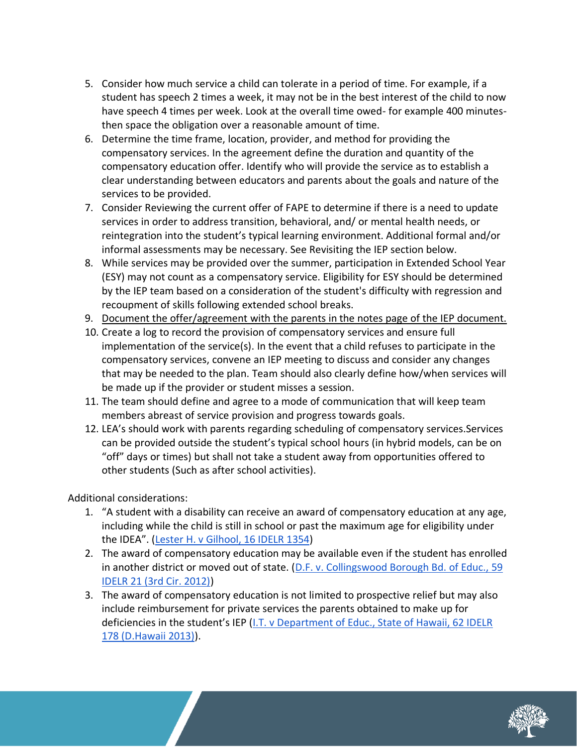5. Consider how much service a child can tolerate in a period of time. For example, if a student has speech 2 times a week, it may not be in the best interest of the child to now have speech 4 times per week. Look at the overall time owed- for example 400 minutes- then space the obligation over a reasonable amount of time.
6. Determine the time frame, location, provider, and method for providing the compensatory services. In the agreement define the duration and quantity of the compensatory education offer. Identify who will provide the service as to establish a clear understanding between educators and parents about the goals and nature of the services to be provided.
7. Consider Reviewing the current offer of FAPE to determine if there is a need to update services in order to address transition, behavioral, and/ or mental health needs, or reintegration into the student's typical learning environment. Additional formal and/or informal assessments may be necessary. See Revisiting the IEP section below.
8. While services may be provided over the summer, participation in Extended School Year (ESY) may not count as a compensatory service. Eligibility for ESY should be determined by the IEP team based on a consideration of the student's difficulty with regression and recoupment of skills following extended school breaks.
9. <u>Document the offer/agreement with the parents in the notes page of the IEP document.</u>
10. Create a log to record the provision of compensatory services and ensure full implementation of the service(s). In the event that a child refuses to participate in the compensatory services, convene an IEP meeting to discuss and consider any changes that may be needed to the plan. Team should also clearly define how/when services will be made up if the provider or student misses a session.
11. The team should define and agree to a mode of communication that will keep team members abreast of service provision and progress towards goals.
12. LEA's should work with parents regarding scheduling of compensatory services.Services can be provided outside the student's typical school hours (in hybrid models, can be on "off" days or times) but shall not take a student away from opportunities offered to other students (Such as after school activities).

Additional considerations:

1. "A student with a disability can receive an award of compensatory education at any age, including while the child is still in school or past the maximum age for eligibility under the IDEA". (Lester H. v Gilhool, 16 IDELR 1354)
2. The award of compensatory education may be available even if the student has enrolled in another district or moved out of state. (D.F. v. Collingswood Borough Bd. of Educ., 59 IDELR 21 (3rd Cir. 2012))
3. The award of compensatory education is not limited to prospective relief but may also include reimbursement for private services the parents obtained to make up for deficiencies in the student's IEP (I.T. v Department of Educ., State of Hawaii, 62 IDELR 178 (D.Hawaii 2013)).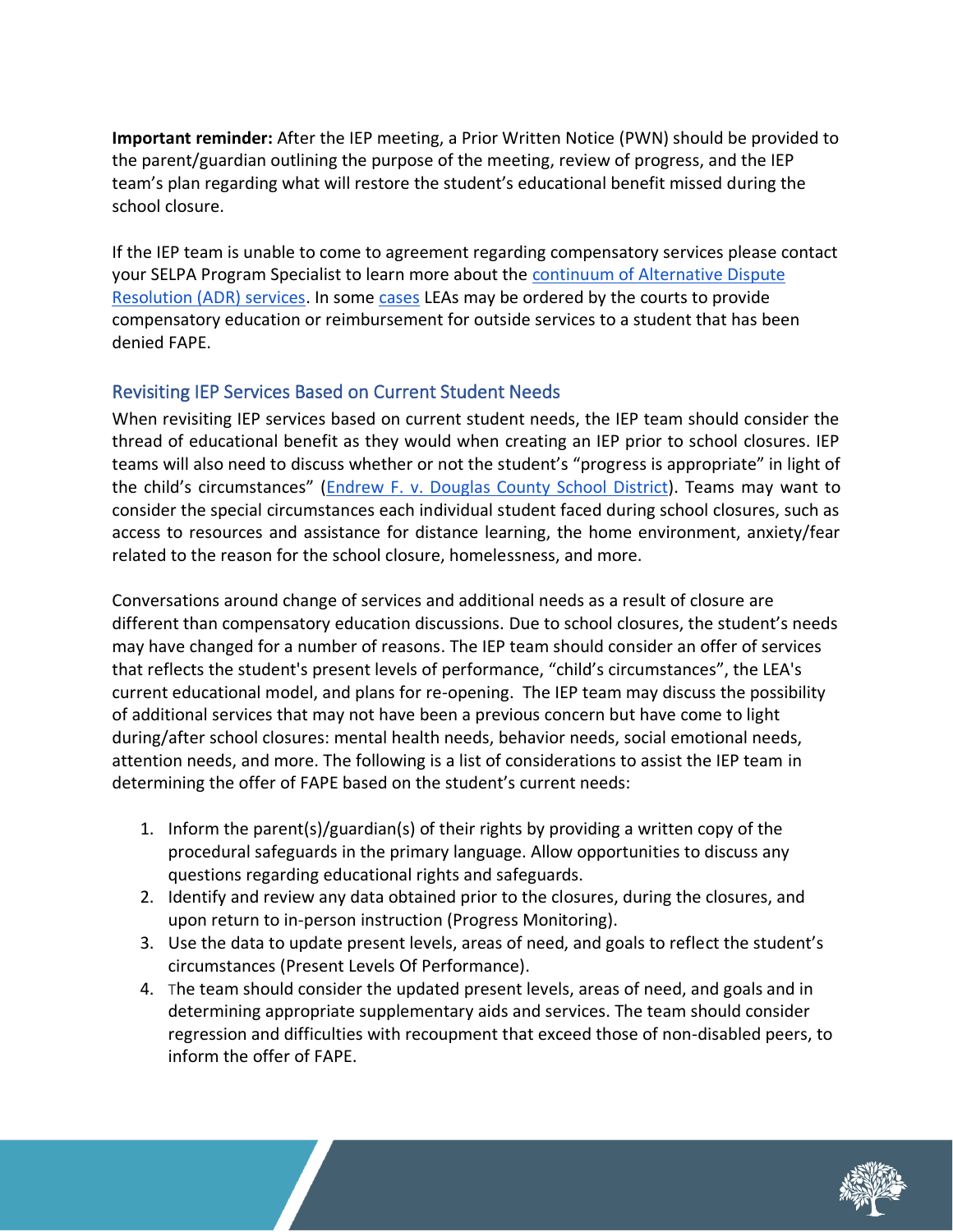**Important reminder:** After the IEP meeting, a Prior Written Notice (PWN) should be provided to the parent/guardian outlining the purpose of the meeting, review of progress, and the IEP team's plan regarding what will restore the student's educational benefit missed during the school closure.

If the IEP team is unable to come to agreement regarding compensatory services please contact your SELPA Program Specialist to learn more about the continuum of Alternative Dispute Resolution (ADR) services. In some cases LEAs may be ordered by the courts to provide compensatory education or reimbursement for outside services to a student that has been denied FAPE.

## Revisiting IEP Services Based on Current Student Needs

When revisiting IEP services based on current student needs, the IEP team should consider the thread of educational benefit as they would when creating an IEP prior to school closures. IEP teams will also need to discuss whether or not the student's "progress is appropriate" in light of the child's circumstances" (Endrew F. v. Douglas County School District). Teams may want to consider the special circumstances each individual student faced during school closures, such as access to resources and assistance for distance learning, the home environment, anxiety/fear related to the reason for the school closure, homelessness, and more.

Conversations around change of services and additional needs as a result of closure are different than compensatory education discussions. Due to school closures, the student's needs may have changed for a number of reasons. The IEP team should consider an offer of services that reflects the student's present levels of performance, "child's circumstances", the LEA's current educational model, and plans for re-opening. The IEP team may discuss the possibility of additional services that may not have been a previous concern but have come to light during/after school closures: mental health needs, behavior needs, social emotional needs, attention needs, and more. The following is a list of considerations to assist the IEP team in determining the offer of FAPE based on the student's current needs:

1. Inform the parent(s)/guardian(s) of their rights by providing a written copy of the procedural safeguards in the primary language. Allow opportunities to discuss any questions regarding educational rights and safeguards.
2. Identify and review any data obtained prior to the closures, during the closures, and upon return to in-person instruction (Progress Monitoring).
3. Use the data to update present levels, areas of need, and goals to reflect the student's circumstances (Present Levels Of Performance).
4. The team should consider the updated present levels, areas of need, and goals and in determining appropriate supplementary aids and services. The team should consider regression and difficulties with recoupment that exceed those of non-disabled peers, to inform the offer of FAPE.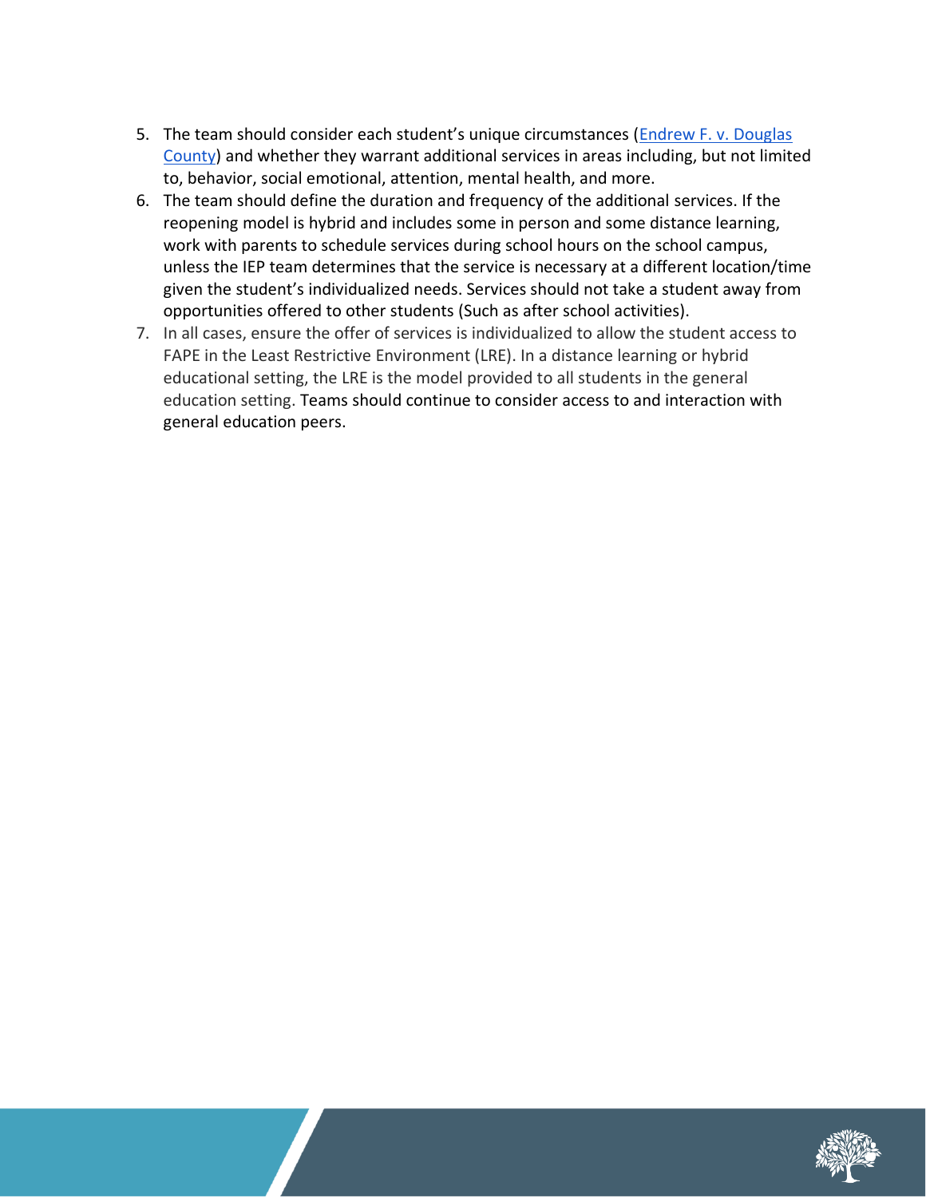5. The team should consider each student's unique circumstances (Endrew F. v. Douglas County) and whether they warrant additional services in areas including, but not limited to, behavior, social emotional, attention, mental health, and more.
6. The team should define the duration and frequency of the additional services. If the reopening model is hybrid and includes some in person and some distance learning, work with parents to schedule services during school hours on the school campus, unless the IEP team determines that the service is necessary at a different location/time given the student's individualized needs. Services should not take a student away from opportunities offered to other students (Such as after school activities).
7. In all cases, ensure the offer of services is individualized to allow the student access to FAPE in the Least Restrictive Environment (LRE). In a distance learning or hybrid educational setting, the LRE is the model provided to all students in the general education setting. Teams should continue to consider access to and interaction with general education peers.